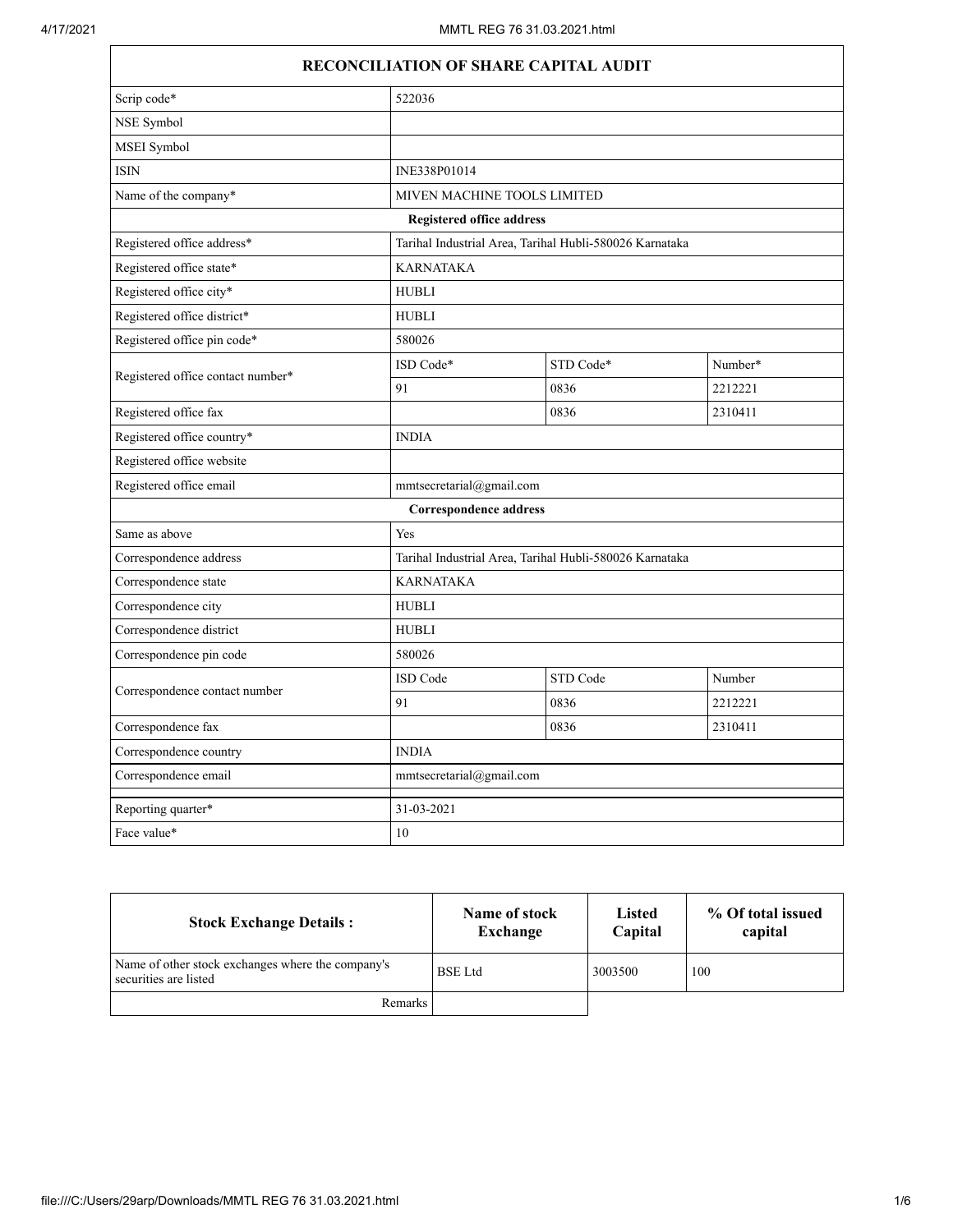| RECONCILIATION OF SHARE CAPITAL AUDIT | | | |
|---|---|---|---|
| Scrip code* | 522036 | | |
| NSE Symbol | | | |
| MSEI Symbol | | | |
| ISIN | INE338P01014 | | |
| Name of the company* | MIVEN MACHINE TOOLS LIMITED | | |
| **Registered office address** | | | |
| Registered office address* | Tarihal Industrial Area, Tarihal Hubli-580026 Karnataka | | |
| Registered office state* | KARNATAKA | | |
| Registered office city* | HUBLI | | |
| Registered office district* | HUBLI | | |
| Registered office pin code* | 580026 | | |
| Registered office contact number* | ISD Code* | STD Code* | Number* |
| | 91 | 0836 | 2212221 |
| Registered office fax | | 0836 | 2310411 |
| Registered office country* | INDIA | | |
| Registered office website | | | |
| Registered office email | mmtsecretarial@gmail.com | | |
| **Correspondence address** | | | |
| Same as above | Yes | | |
| Correspondence address | Tarihal Industrial Area, Tarihal Hubli-580026 Karnataka | | |
| Correspondence state | KARNATAKA | | |
| Correspondence city | HUBLI | | |
| Correspondence district | HUBLI | | |
| Correspondence pin code | 580026 | | |
| Correspondence contact number | ISD Code | STD Code | Number |
| | 91 | 0836 | 2212221 |
| Correspondence fax | | 0836 | 2310411 |
| Correspondence country | INDIA | | |
| Correspondence email | mmtsecretarial@gmail.com | | |
| Reporting quarter* | 31-03-2021 | | |
| Face value* | 10 | | |

| Stock Exchange Details : | Name of stock Exchange | Listed Capital | % Of total issued capital |
|---|---|---|---|
| Name of other stock exchanges where the company's securities are listed | BSE Ltd | 3003500 | 100 |
| Remarks | | | |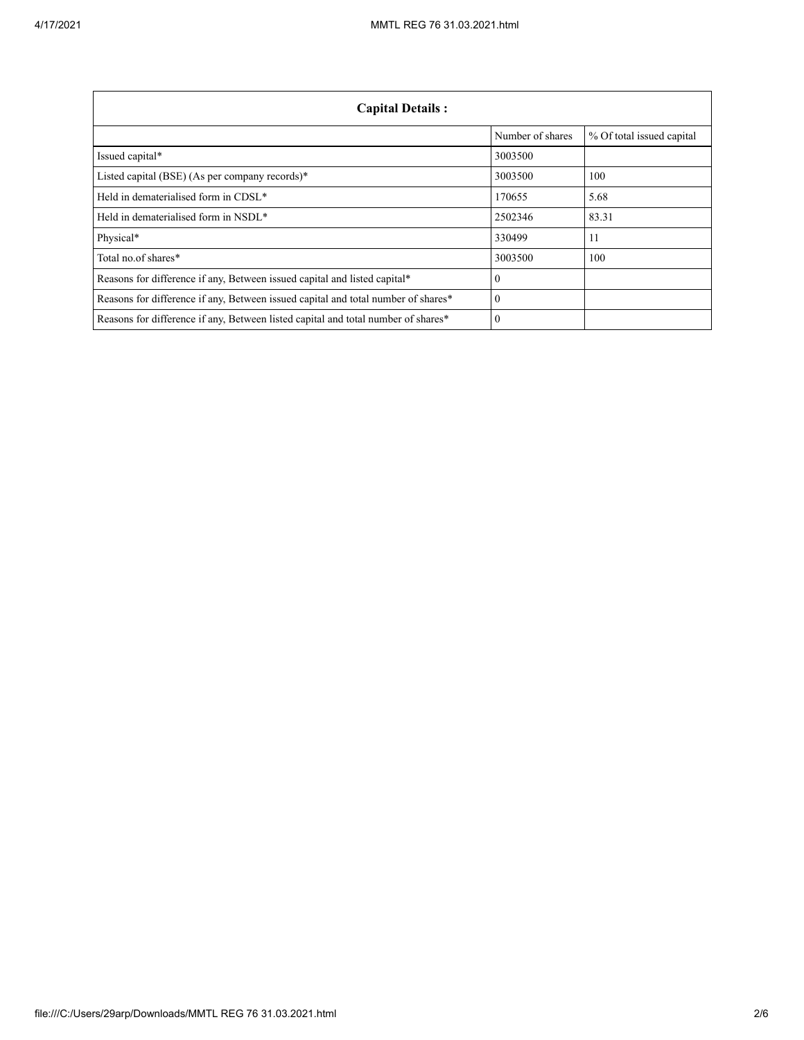| Capital Details : | | |
|---|---|---|
| | Number of shares | % Of total issued capital |
| Issued capital* | 3003500 | |
| Listed capital (BSE) (As per company records)* | 3003500 | 100 |
| Held in dematerialised form in CDSL* | 170655 | 5.68 |
| Held in dematerialised form in NSDL* | 2502346 | 83.31 |
| Physical* | 330499 | 11 |
| Total no.of shares* | 3003500 | 100 |
| Reasons for difference if any, Between issued capital and listed capital* | 0 | |
| Reasons for difference if any, Between issued capital and total number of shares* | 0 | |
| Reasons for difference if any, Between listed capital and total number of shares* | 0 | |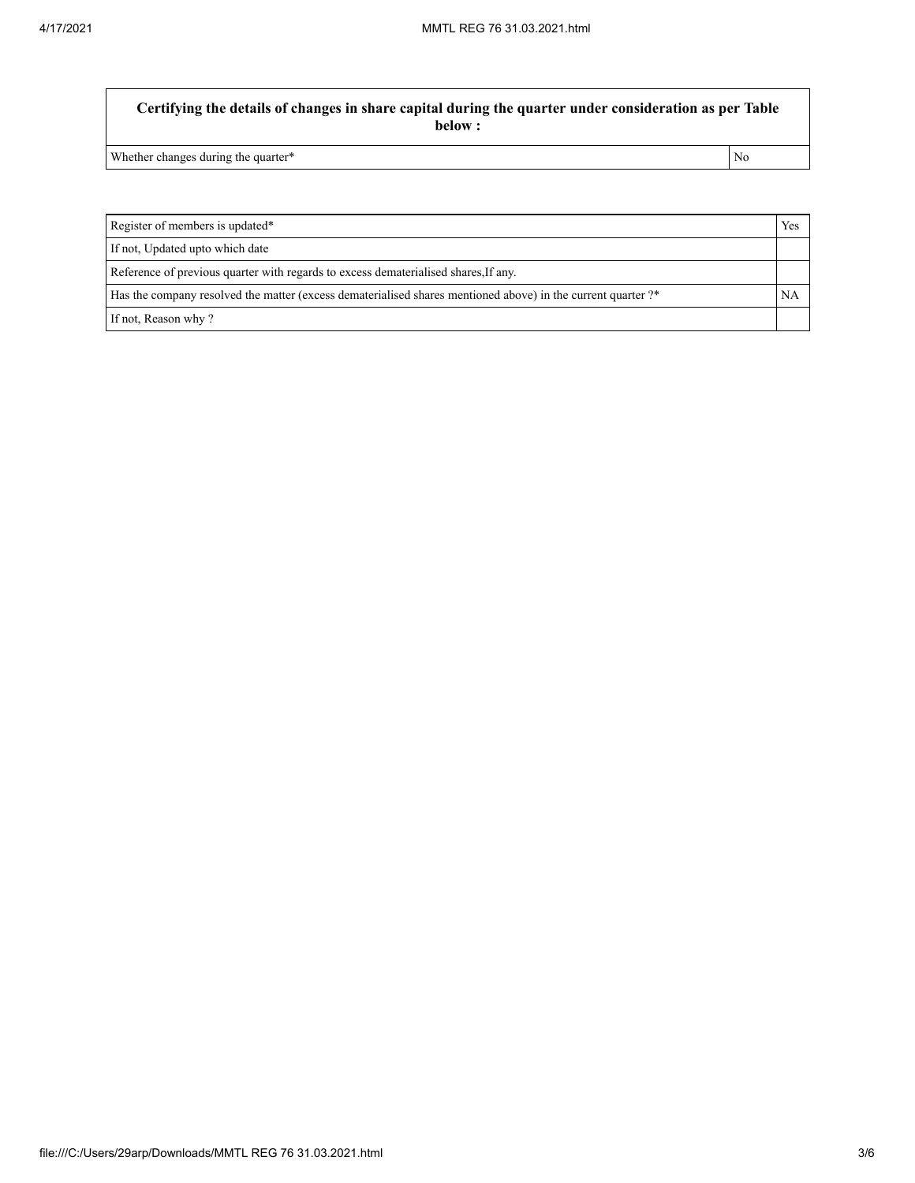| Certifying the details of changes in share capital during the quarter under consideration as per Table below : | |
|---|---|
| Whether changes during the quarter* | No |

| Register of members is updated* | Yes |
|---|---|
| If not, Updated upto which date | |
| Reference of previous quarter with regards to excess dematerialised shares,If any. | |
| Has the company resolved the matter (excess dematerialised shares mentioned above) in the current quarter ?* | NA |
| If not, Reason why ? | |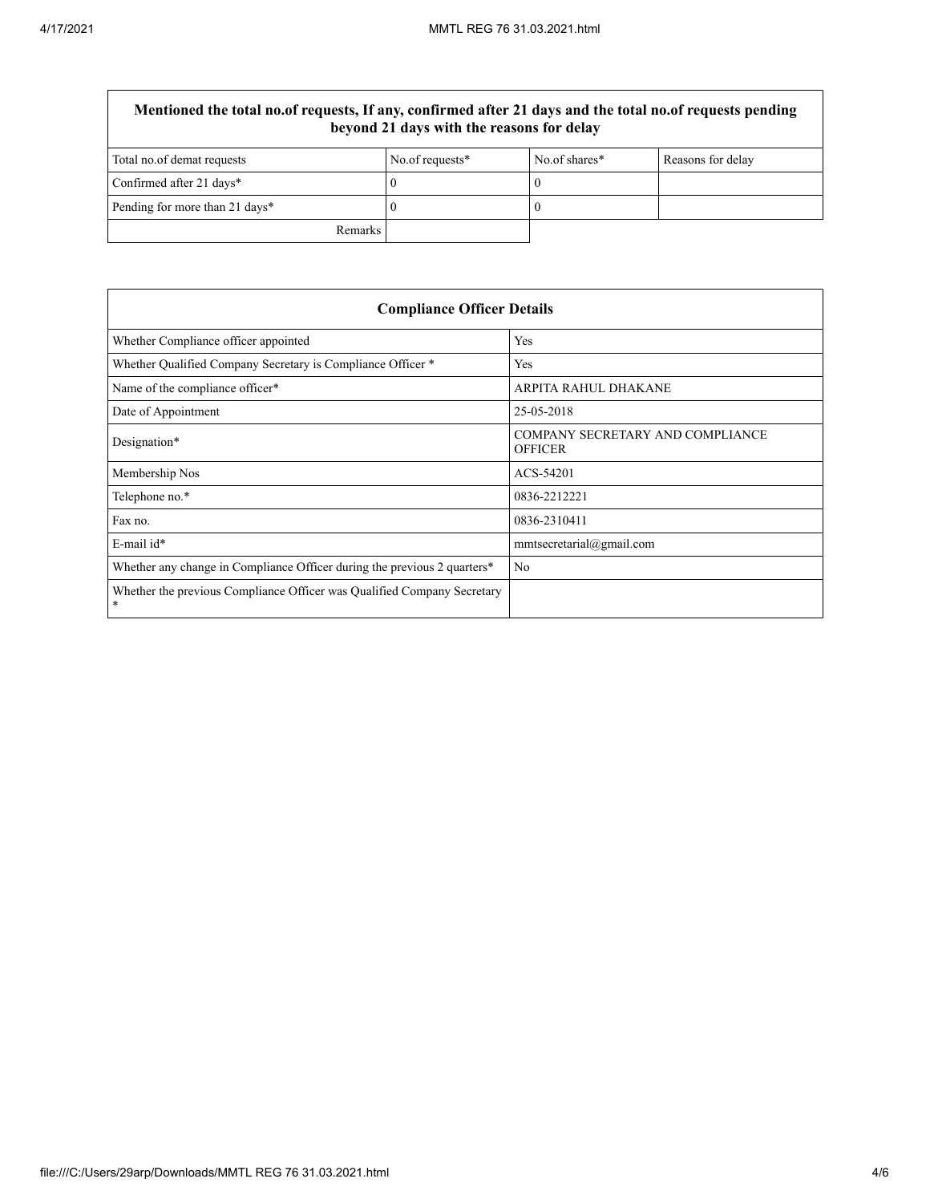| Mentioned the total no.of requests, If any, confirmed after 21 days and the total no.of requests pending beyond 21 days with the reasons for delay | | | |
|---|---|---|---|
| Total no.of demat requests | No.of requests* | No.of shares* | Reasons for delay |
| Confirmed after 21 days* | 0 | 0 | |
| Pending for more than 21 days* | 0 | 0 | |
| Remarks | | | |

| Compliance Officer Details | |
|---|---|
| Whether Compliance officer appointed | Yes |
| Whether Qualified Company Secretary is Compliance Officer * | Yes |
| Name of the compliance officer* | ARPITA RAHUL DHAKANE |
| Date of Appointment | 25-05-2018 |
| Designation* | COMPANY SECRETARY AND COMPLIANCE OFFICER |
| Membership Nos | ACS-54201 |
| Telephone no.* | 0836-2212221 |
| Fax no. | 0836-2310411 |
| E-mail id* | mmtsecretarial@gmail.com |
| Whether any change in Compliance Officer during the previous 2 quarters* | No |
| Whether the previous Compliance Officer was Qualified Company Secretary * | |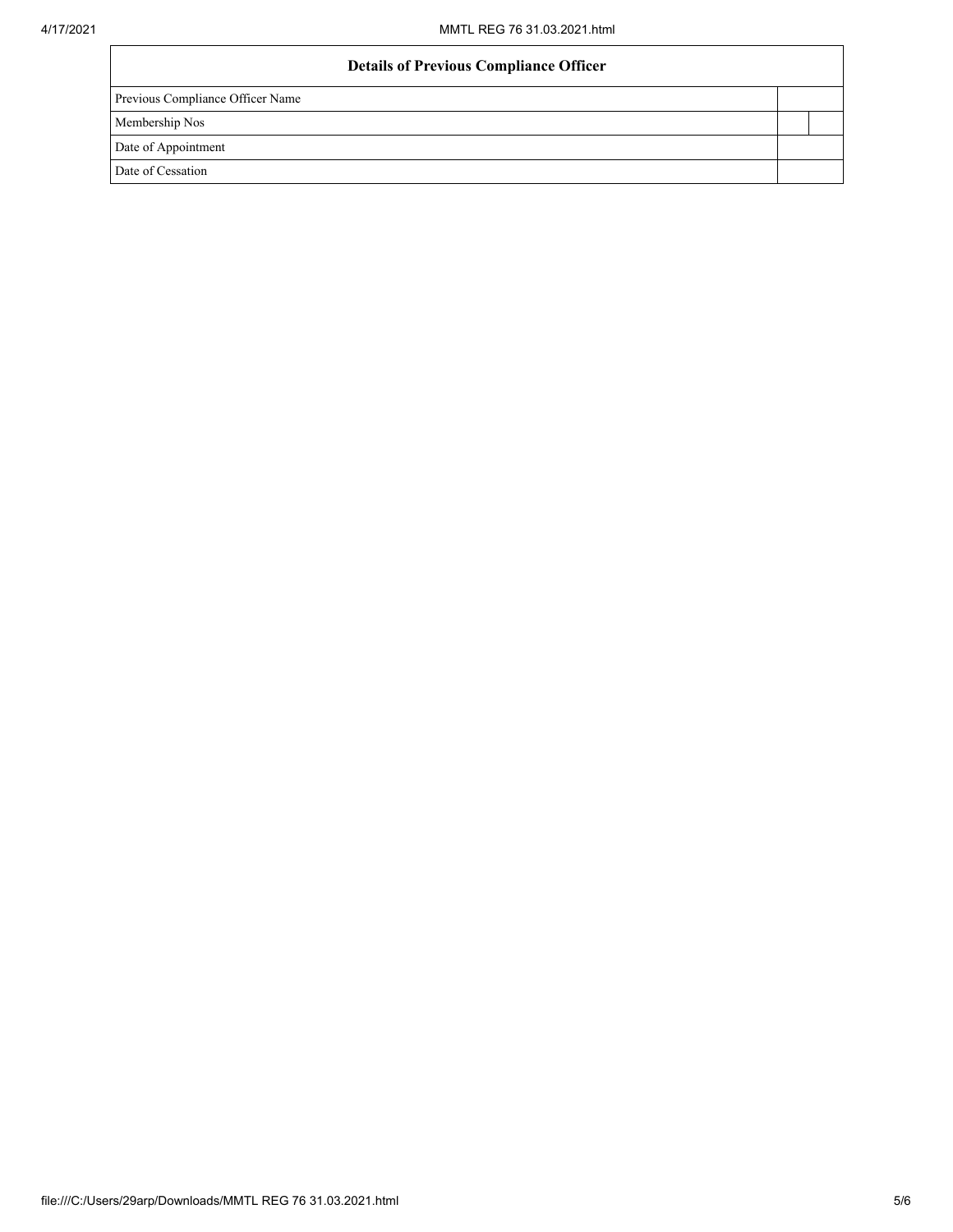| Details of Previous Compliance Officer | | |
|---|---|---|
| Previous Compliance Officer Name | | |
| Membership Nos | | |
| Date of Appointment | | |
| Date of Cessation | | |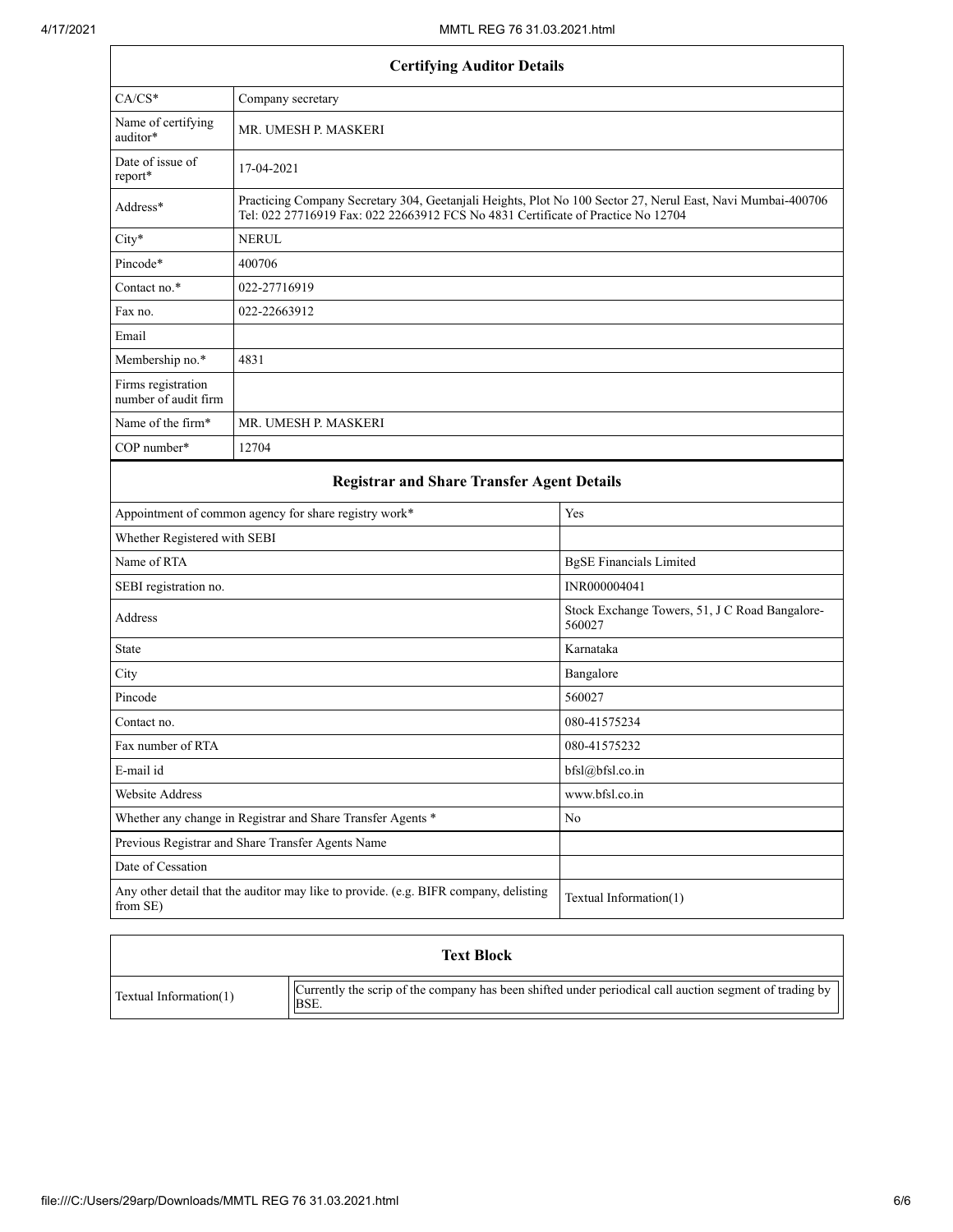| Certifying Auditor Details | |
| --- | --- |
| CA/CS* | Company secretary |
| Name of certifying auditor* | MR. UMESH P. MASKERI |
| Date of issue of report* | 17-04-2021 |
| Address* | Practicing Company Secretary 304, Geetanjali Heights, Plot No 100 Sector 27, Nerul East, Navi Mumbai-400706 Tel: 022 27716919 Fax: 022 22663912 FCS No 4831 Certificate of Practice No 12704 |
| City* | NERUL |
| Pincode* | 400706 |
| Contact no.* | 022-27716919 |
| Fax no. | 022-22663912 |
| Email | |
| Membership no.* | 4831 |
| Firms registration number of audit firm | |
| Name of the firm* | MR. UMESH P. MASKERI |
| COP number* | 12704 |

| Registrar and Share Transfer Agent Details | |
| --- | --- |
| Appointment of common agency for share registry work* | Yes |
| Whether Registered with SEBI | |
| Name of RTA | BgSE Financials Limited |
| SEBI registration no. | INR000004041 |
| Address | Stock Exchange Towers, 51, J C Road Bangalore-560027 |
| State | Karnataka |
| City | Bangalore |
| Pincode | 560027 |
| Contact no. | 080-41575234 |
| Fax number of RTA | 080-41575232 |
| E-mail id | bfsl@bfsl.co.in |
| Website Address | www.bfsl.co.in |
| Whether any change in Registrar and Share Transfer Agents * | No |
| Previous Registrar and Share Transfer Agents Name | |
| Date of Cessation | |
| Any other detail that the auditor may like to provide. (e.g. BIFR company, delisting from SE) | Textual Information(1) |

| Text Block | |
| --- | --- |
| Textual Information(1) | Currently the scrip of the company has been shifted under periodical call auction segment of trading by BSE. |